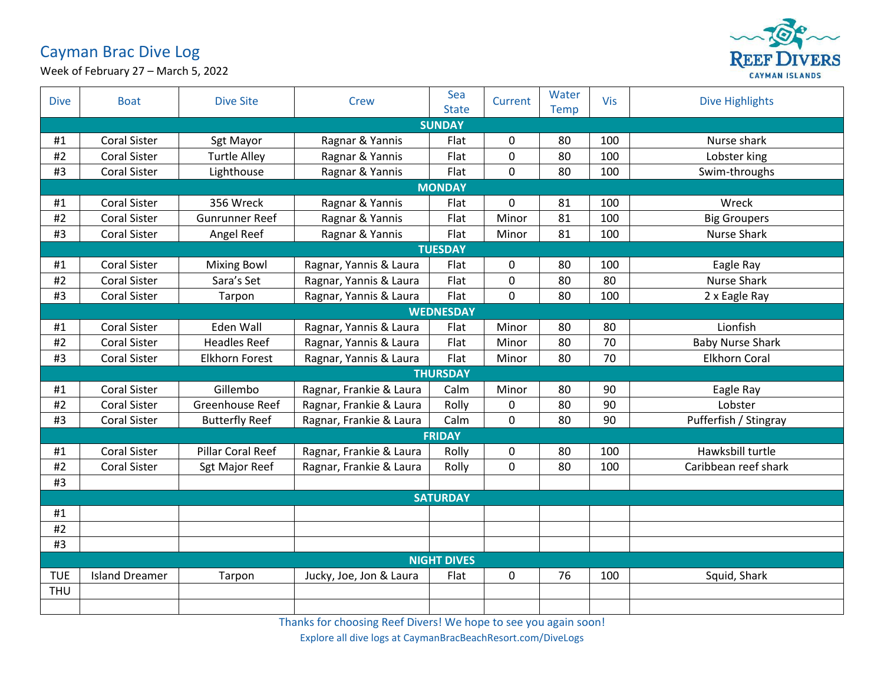# Cayman Brac Dive Log

Week of February 27 – March 5, 2022

REEF DIVERS
CAYMAN ISLANDS

| Dive | Boat | Dive Site | Crew | Sea State | Current | Water Temp | Vis | Dive Highlights |
|---|---|---|---|---|---|---|---|---|
| **SUNDAY** | | | | | | | | |
| #1 | Coral Sister | Sgt Mayor | Ragnar & Yannis | Flat | 0 | 80 | 100 | Nurse shark |
| #2 | Coral Sister | Turtle Alley | Ragnar & Yannis | Flat | 0 | 80 | 100 | Lobster king |
| #3 | Coral Sister | Lighthouse | Ragnar & Yannis | Flat | 0 | 80 | 100 | Swim-throughs |
| **MONDAY** | | | | | | | | |
| #1 | Coral Sister | 356 Wreck | Ragnar & Yannis | Flat | 0 | 81 | 100 | Wreck |
| #2 | Coral Sister | Gunrunner Reef | Ragnar & Yannis | Flat | Minor | 81 | 100 | Big Groupers |
| #3 | Coral Sister | Angel Reef | Ragnar & Yannis | Flat | Minor | 81 | 100 | Nurse Shark |
| **TUESDAY** | | | | | | | | |
| #1 | Coral Sister | Mixing Bowl | Ragnar, Yannis & Laura | Flat | 0 | 80 | 100 | Eagle Ray |
| #2 | Coral Sister | Sara's Set | Ragnar, Yannis & Laura | Flat | 0 | 80 | 80 | Nurse Shark |
| #3 | Coral Sister | Tarpon | Ragnar, Yannis & Laura | Flat | 0 | 80 | 100 | 2 x Eagle Ray |
| **WEDNESDAY** | | | | | | | | |
| #1 | Coral Sister | Eden Wall | Ragnar, Yannis & Laura | Flat | Minor | 80 | 80 | Lionfish |
| #2 | Coral Sister | Headles Reef | Ragnar, Yannis & Laura | Flat | Minor | 80 | 70 | Baby Nurse Shark |
| #3 | Coral Sister | Elkhorn Forest | Ragnar, Yannis & Laura | Flat | Minor | 80 | 70 | Elkhorn Coral |
| **THURSDAY** | | | | | | | | |
| #1 | Coral Sister | Gillembo | Ragnar, Frankie & Laura | Calm | Minor | 80 | 90 | Eagle Ray |
| #2 | Coral Sister | Greenhouse Reef | Ragnar, Frankie & Laura | Rolly | 0 | 80 | 90 | Lobster |
| #3 | Coral Sister | Butterfly Reef | Ragnar, Frankie & Laura | Calm | 0 | 80 | 90 | Pufferfish / Stingray |
| **FRIDAY** | | | | | | | | |
| #1 | Coral Sister | Pillar Coral Reef | Ragnar, Frankie & Laura | Rolly | 0 | 80 | 100 | Hawksbill turtle |
| #2 | Coral Sister | Sgt Major Reef | Ragnar, Frankie & Laura | Rolly | 0 | 80 | 100 | Caribbean reef shark |
| #3 | | | | | | | | |
| **SATURDAY** | | | | | | | | |
| #1 | | | | | | | | |
| #2 | | | | | | | | |
| #3 | | | | | | | | |
| **NIGHT DIVES** | | | | | | | | |
| TUE | Island Dreamer | Tarpon | Jucky, Joe, Jon & Laura | Flat | 0 | 76 | 100 | Squid, Shark |
| THU | | | | | | | | |
| | | | | | | | | |

Thanks for choosing Reef Divers! We hope to see you again soon!

Explore all dive logs at CaymanBracBeachResort.com/DiveLogs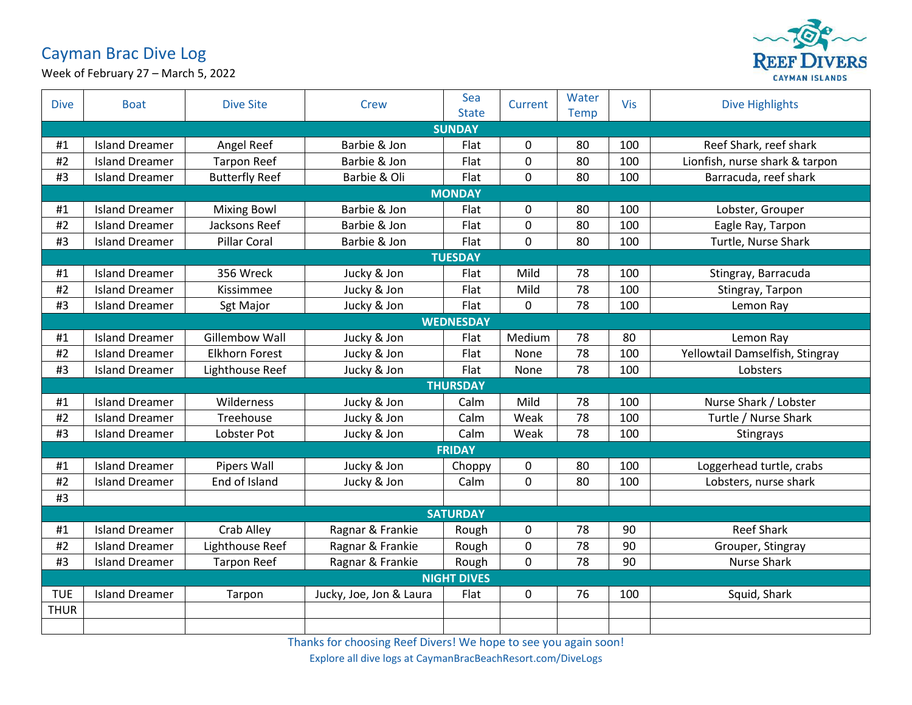# Cayman Brac Dive Log

Week of February 27 – March 5, 2022

| Dive | Boat | Dive Site | Crew | Sea State | Current | Water Temp | Vis | Dive Highlights |
|---|---|---|---|---|---|---|---|---|
| **SUNDAY** | | | | | | | | |
| #1 | Island Dreamer | Angel Reef | Barbie & Jon | Flat | 0 | 80 | 100 | Reef Shark, reef shark |
| #2 | Island Dreamer | Tarpon Reef | Barbie & Jon | Flat | 0 | 80 | 100 | Lionfish, nurse shark & tarpon |
| #3 | Island Dreamer | Butterfly Reef | Barbie & Oli | Flat | 0 | 80 | 100 | Barracuda, reef shark |
| **MONDAY** | | | | | | | | |
| #1 | Island Dreamer | Mixing Bowl | Barbie & Jon | Flat | 0 | 80 | 100 | Lobster, Grouper |
| #2 | Island Dreamer | Jacksons Reef | Barbie & Jon | Flat | 0 | 80 | 100 | Eagle Ray, Tarpon |
| #3 | Island Dreamer | Pillar Coral | Barbie & Jon | Flat | 0 | 80 | 100 | Turtle, Nurse Shark |
| **TUESDAY** | | | | | | | | |
| #1 | Island Dreamer | 356 Wreck | Jucky & Jon | Flat | Mild | 78 | 100 | Stingray, Barracuda |
| #2 | Island Dreamer | Kissimmee | Jucky & Jon | Flat | Mild | 78 | 100 | Stingray, Tarpon |
| #3 | Island Dreamer | Sgt Major | Jucky & Jon | Flat | 0 | 78 | 100 | Lemon Ray |
| **WEDNESDAY** | | | | | | | | |
| #1 | Island Dreamer | Gillembow Wall | Jucky & Jon | Flat | Medium | 78 | 80 | Lemon Ray |
| #2 | Island Dreamer | Elkhorn Forest | Jucky & Jon | Flat | None | 78 | 100 | Yellowtail Damselfish, Stingray |
| #3 | Island Dreamer | Lighthouse Reef | Jucky & Jon | Flat | None | 78 | 100 | Lobsters |
| **THURSDAY** | | | | | | | | |
| #1 | Island Dreamer | Wilderness | Jucky & Jon | Calm | Mild | 78 | 100 | Nurse Shark / Lobster |
| #2 | Island Dreamer | Treehouse | Jucky & Jon | Calm | Weak | 78 | 100 | Turtle / Nurse Shark |
| #3 | Island Dreamer | Lobster Pot | Jucky & Jon | Calm | Weak | 78 | 100 | Stingrays |
| **FRIDAY** | | | | | | | | |
| #1 | Island Dreamer | Pipers Wall | Jucky & Jon | Choppy | 0 | 80 | 100 | Loggerhead turtle, crabs |
| #2 | Island Dreamer | End of Island | Jucky & Jon | Calm | 0 | 80 | 100 | Lobsters, nurse shark |
| #3 | | | | | | | | |
| **SATURDAY** | | | | | | | | |
| #1 | Island Dreamer | Crab Alley | Ragnar & Frankie | Rough | 0 | 78 | 90 | Reef Shark |
| #2 | Island Dreamer | Lighthouse Reef | Ragnar & Frankie | Rough | 0 | 78 | 90 | Grouper, Stingray |
| #3 | Island Dreamer | Tarpon Reef | Ragnar & Frankie | Rough | 0 | 78 | 90 | Nurse Shark |
| **NIGHT DIVES** | | | | | | | | |
| TUE | Island Dreamer | Tarpon | Jucky, Joe, Jon & Laura | Flat | 0 | 76 | 100 | Squid, Shark |
| THUR | | | | | | | | |
| | | | | | | | | |

Thanks for choosing Reef Divers! We hope to see you again soon!

Explore all dive logs at CaymanBracBeachResort.com/DiveLogs